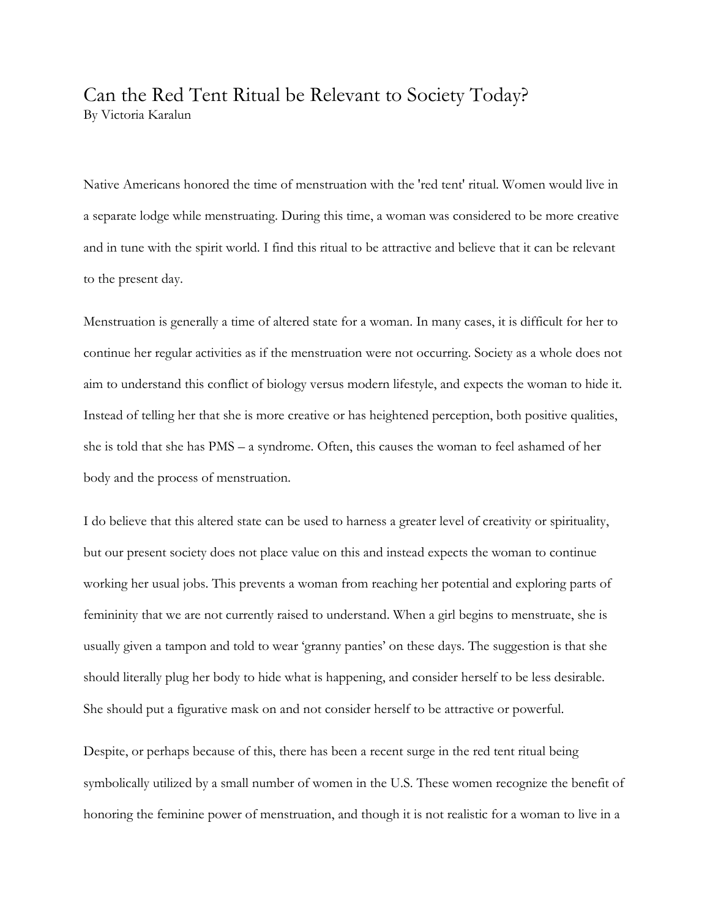# Can the Red Tent Ritual be Relevant to Society Today?

By Victoria Karalun

Native Americans honored the time of menstruation with the 'red tent' ritual. Women would live in a separate lodge while menstruating. During this time, a woman was considered to be more creative and in tune with the spirit world. I find this ritual to be attractive and believe that it can be relevant to the present day.

Menstruation is generally a time of altered state for a woman. In many cases, it is difficult for her to continue her regular activities as if the menstruation were not occurring. Society as a whole does not aim to understand this conflict of biology versus modern lifestyle, and expects the woman to hide it. Instead of telling her that she is more creative or has heightened perception, both positive qualities, she is told that she has PMS – a syndrome. Often, this causes the woman to feel ashamed of her body and the process of menstruation.

I do believe that this altered state can be used to harness a greater level of creativity or spirituality, but our present society does not place value on this and instead expects the woman to continue working her usual jobs. This prevents a woman from reaching her potential and exploring parts of femininity that we are not currently raised to understand. When a girl begins to menstruate, she is usually given a tampon and told to wear 'granny panties' on these days. The suggestion is that she should literally plug her body to hide what is happening, and consider herself to be less desirable. She should put a figurative mask on and not consider herself to be attractive or powerful.

Despite, or perhaps because of this, there has been a recent surge in the red tent ritual being symbolically utilized by a small number of women in the U.S. These women recognize the benefit of honoring the feminine power of menstruation, and though it is not realistic for a woman to live in a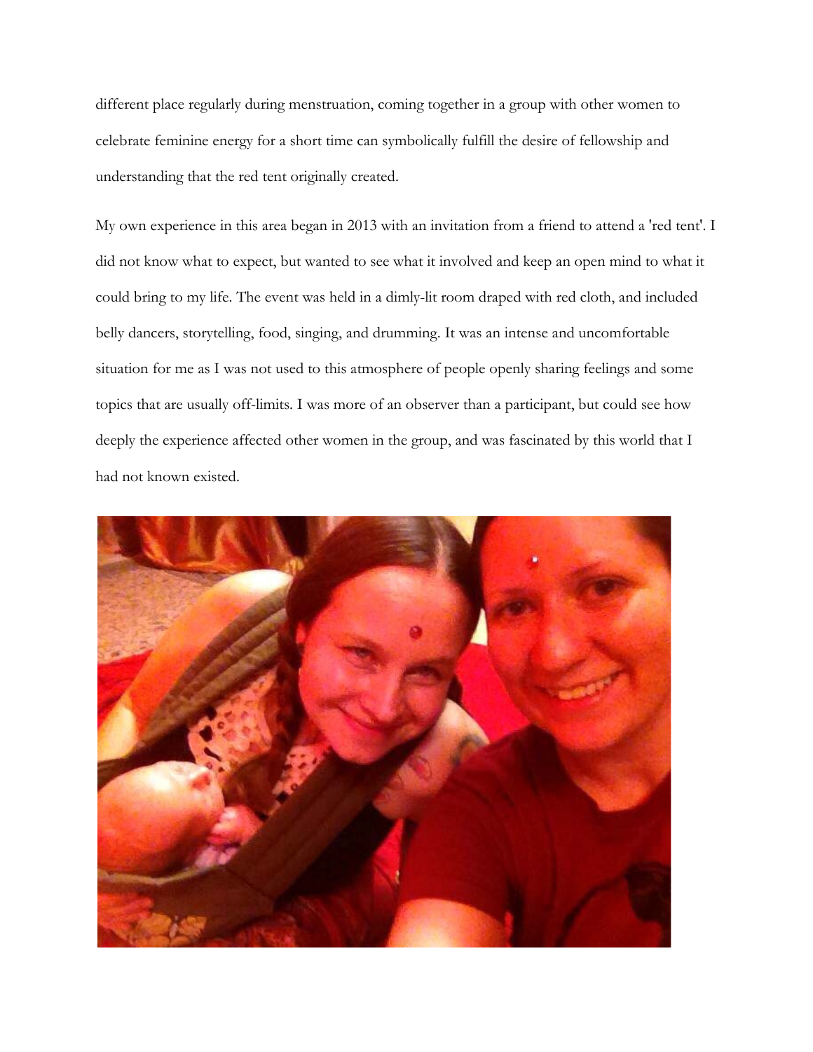different place regularly during menstruation, coming together in a group with other women to celebrate feminine energy for a short time can symbolically fulfill the desire of fellowship and understanding that the red tent originally created.

My own experience in this area began in 2013 with an invitation from a friend to attend a 'red tent'. I did not know what to expect, but wanted to see what it involved and keep an open mind to what it could bring to my life. The event was held in a dimly-lit room draped with red cloth, and included belly dancers, storytelling, food, singing, and drumming. It was an intense and uncomfortable situation for me as I was not used to this atmosphere of people openly sharing feelings and some topics that are usually off-limits. I was more of an observer than a participant, but could see how deeply the experience affected other women in the group, and was fascinated by this world that I had not known existed.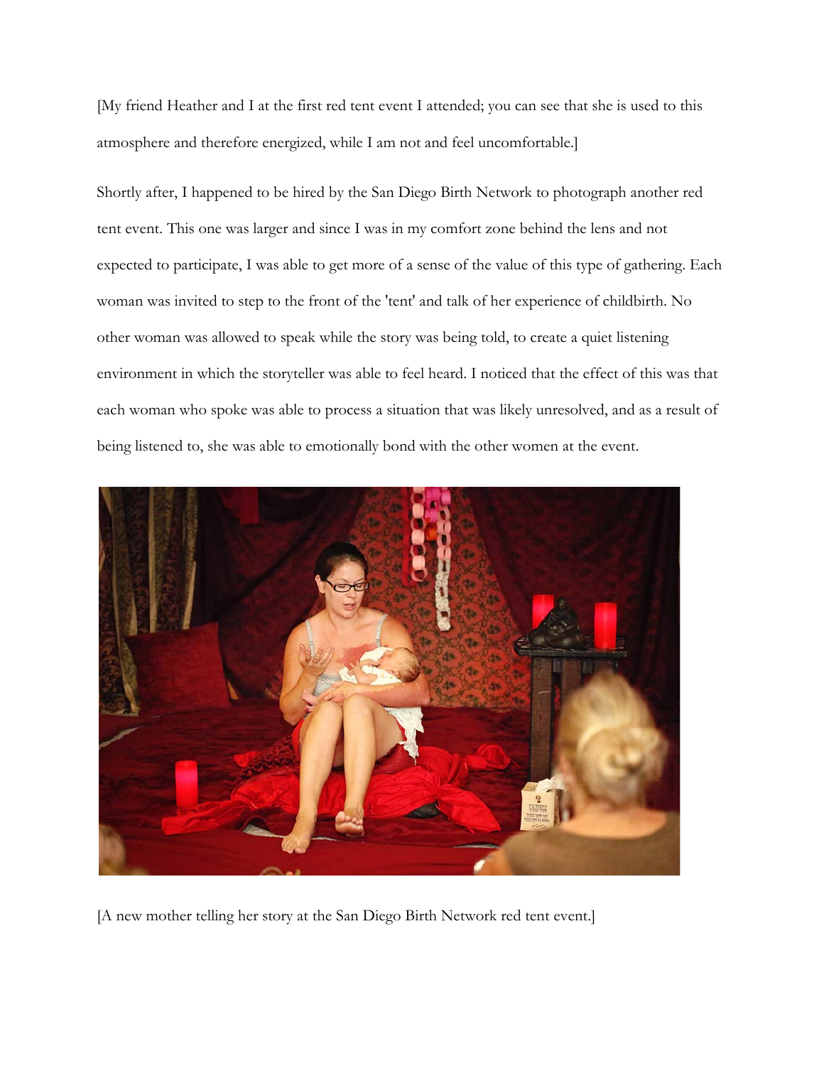[My friend Heather and I at the first red tent event I attended; you can see that she is used to this atmosphere and therefore energized, while I am not and feel uncomfortable.]

Shortly after, I happened to be hired by the San Diego Birth Network to photograph another red tent event. This one was larger and since I was in my comfort zone behind the lens and not expected to participate, I was able to get more of a sense of the value of this type of gathering. Each woman was invited to step to the front of the 'tent' and talk of her experience of childbirth. No other woman was allowed to speak while the story was being told, to create a quiet listening environment in which the storyteller was able to feel heard. I noticed that the effect of this was that each woman who spoke was able to process a situation that was likely unresolved, and as a result of being listened to, she was able to emotionally bond with the other women at the event.

[A new mother telling her story at the San Diego Birth Network red tent event.]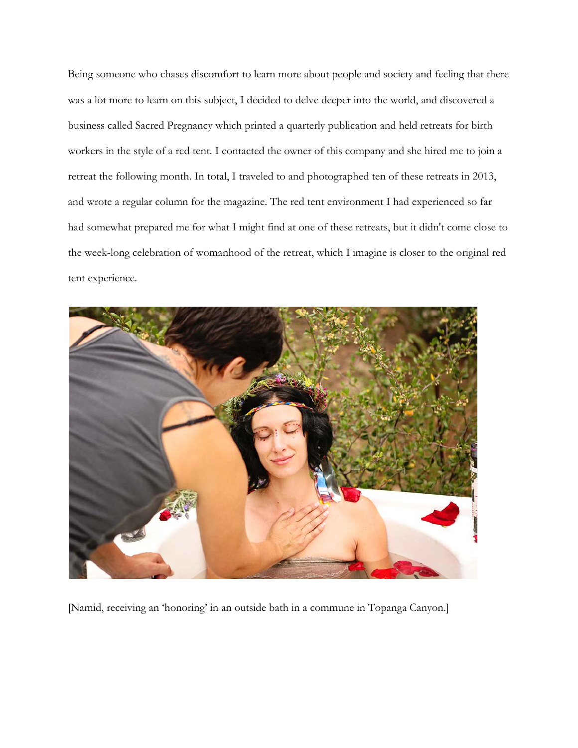Being someone who chases discomfort to learn more about people and society and feeling that there was a lot more to learn on this subject, I decided to delve deeper into the world, and discovered a business called Sacred Pregnancy which printed a quarterly publication and held retreats for birth workers in the style of a red tent. I contacted the owner of this company and she hired me to join a retreat the following month. In total, I traveled to and photographed ten of these retreats in 2013, and wrote a regular column for the magazine. The red tent environment I had experienced so far had somewhat prepared me for what I might find at one of these retreats, but it didn't come close to the week-long celebration of womanhood of the retreat, which I imagine is closer to the original red tent experience.

[Namid, receiving an 'honoring' in an outside bath in a commune in Topanga Canyon.]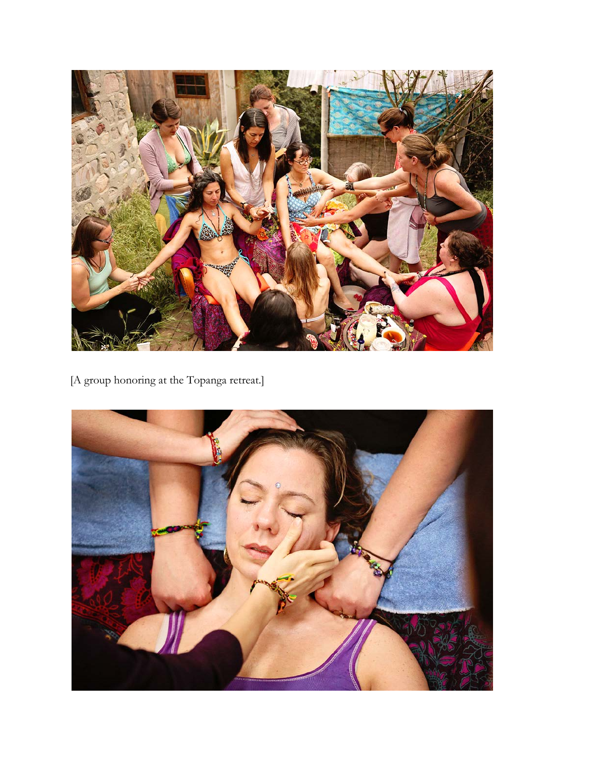[A group honoring at the Topanga retreat.]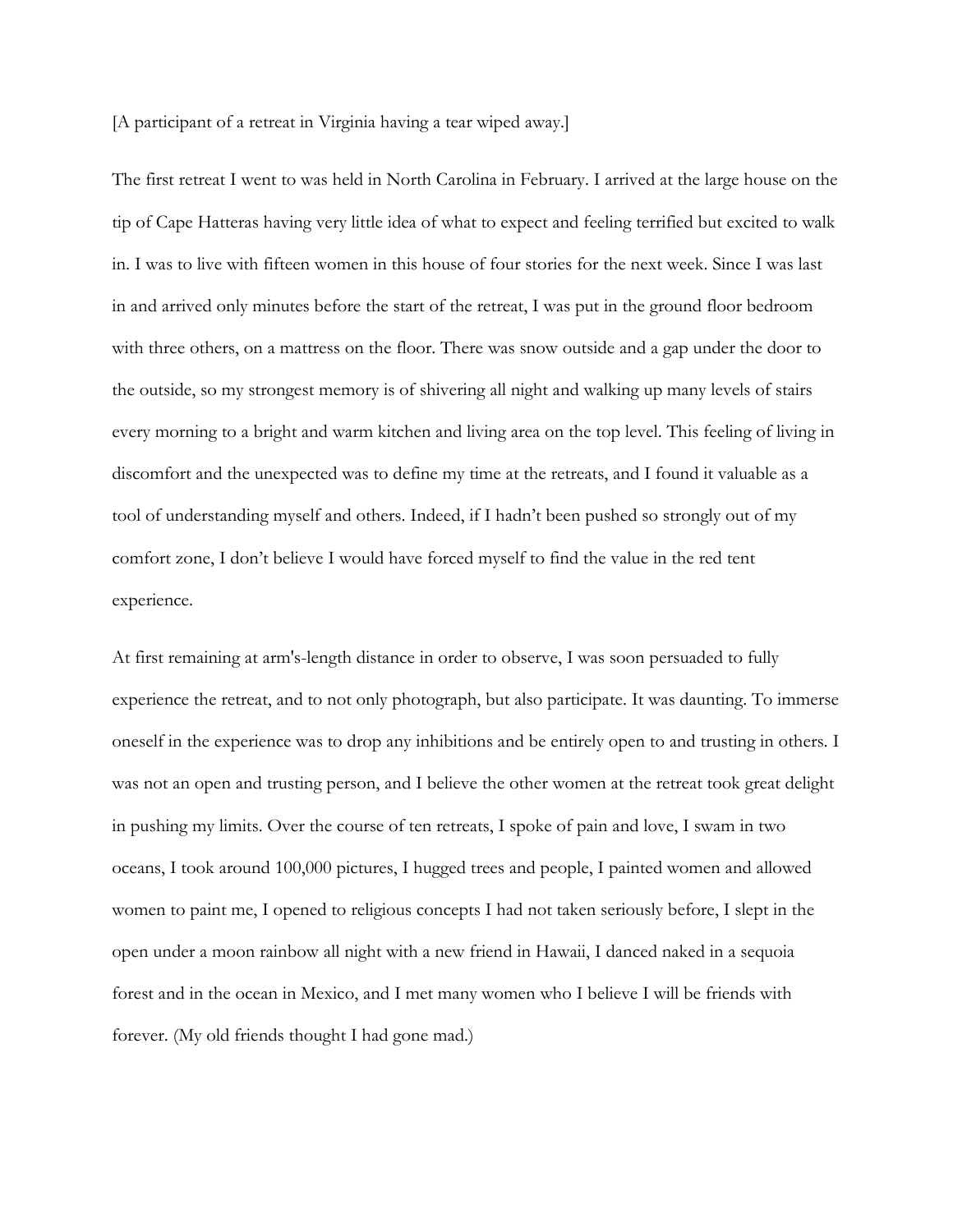[A participant of a retreat in Virginia having a tear wiped away.]

The first retreat I went to was held in North Carolina in February. I arrived at the large house on the tip of Cape Hatteras having very little idea of what to expect and feeling terrified but excited to walk in. I was to live with fifteen women in this house of four stories for the next week. Since I was last in and arrived only minutes before the start of the retreat, I was put in the ground floor bedroom with three others, on a mattress on the floor. There was snow outside and a gap under the door to the outside, so my strongest memory is of shivering all night and walking up many levels of stairs every morning to a bright and warm kitchen and living area on the top level. This feeling of living in discomfort and the unexpected was to define my time at the retreats, and I found it valuable as a tool of understanding myself and others. Indeed, if I hadn't been pushed so strongly out of my comfort zone, I don't believe I would have forced myself to find the value in the red tent experience.

At first remaining at arm's-length distance in order to observe, I was soon persuaded to fully experience the retreat, and to not only photograph, but also participate. It was daunting. To immerse oneself in the experience was to drop any inhibitions and be entirely open to and trusting in others. I was not an open and trusting person, and I believe the other women at the retreat took great delight in pushing my limits. Over the course of ten retreats, I spoke of pain and love, I swam in two oceans, I took around 100,000 pictures, I hugged trees and people, I painted women and allowed women to paint me, I opened to religious concepts I had not taken seriously before, I slept in the open under a moon rainbow all night with a new friend in Hawaii, I danced naked in a sequoia forest and in the ocean in Mexico, and I met many women who I believe I will be friends with forever. (My old friends thought I had gone mad.)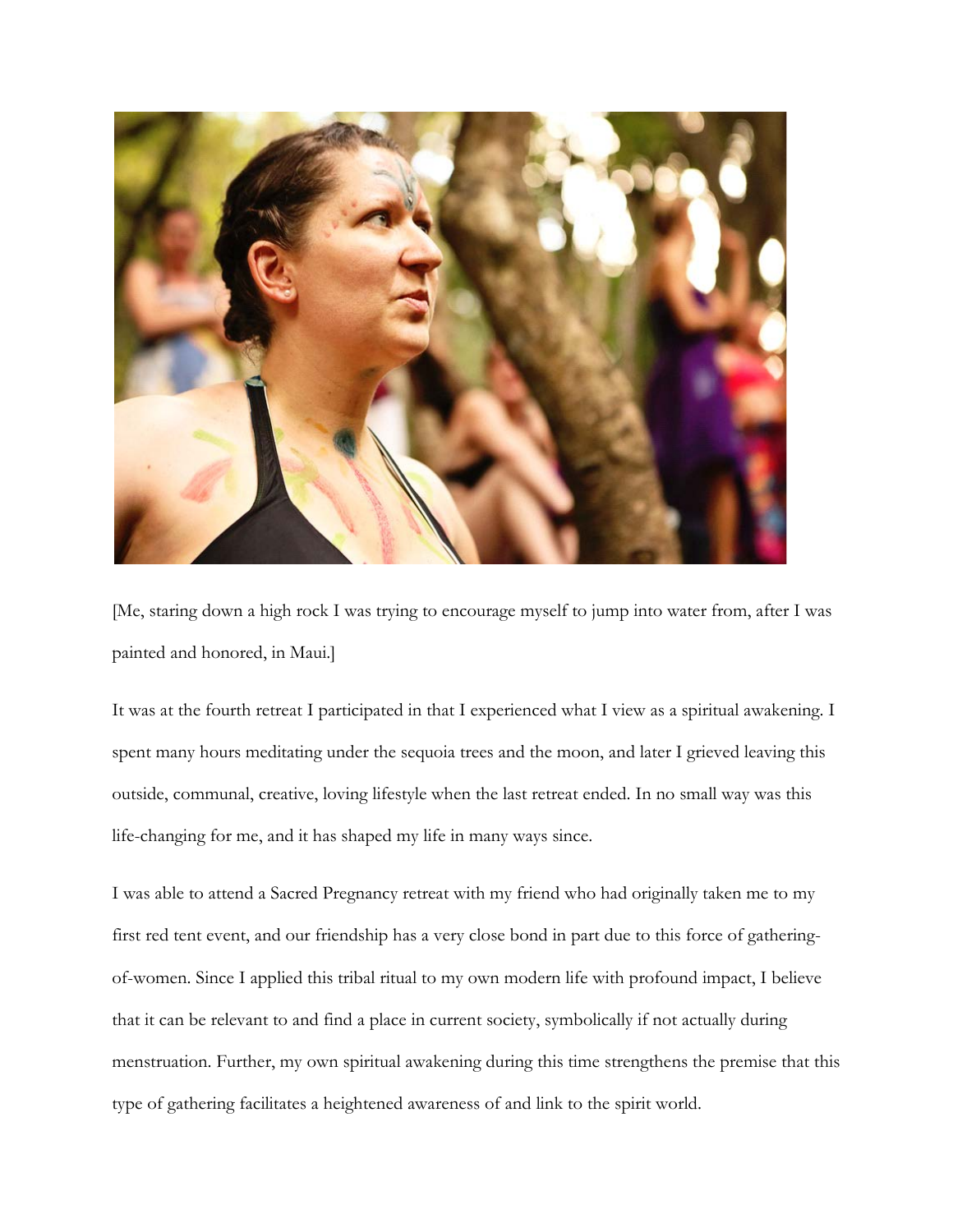[Me, staring down a high rock I was trying to encourage myself to jump into water from, after I was painted and honored, in Maui.]

It was at the fourth retreat I participated in that I experienced what I view as a spiritual awakening. I spent many hours meditating under the sequoia trees and the moon, and later I grieved leaving this outside, communal, creative, loving lifestyle when the last retreat ended. In no small way was this life-changing for me, and it has shaped my life in many ways since.

I was able to attend a Sacred Pregnancy retreat with my friend who had originally taken me to my first red tent event, and our friendship has a very close bond in part due to this force of gathering-of-women. Since I applied this tribal ritual to my own modern life with profound impact, I believe that it can be relevant to and find a place in current society, symbolically if not actually during menstruation. Further, my own spiritual awakening during this time strengthens the premise that this type of gathering facilitates a heightened awareness of and link to the spirit world.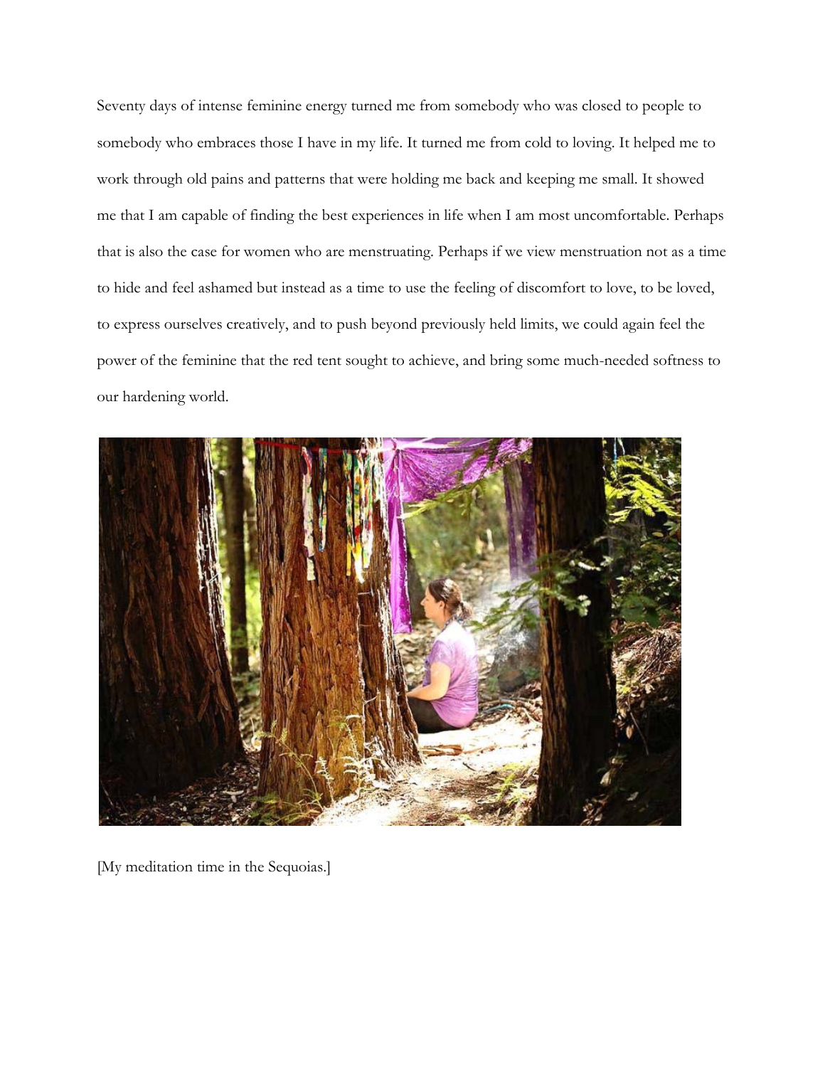Seventy days of intense feminine energy turned me from somebody who was closed to people to somebody who embraces those I have in my life. It turned me from cold to loving. It helped me to work through old pains and patterns that were holding me back and keeping me small. It showed me that I am capable of finding the best experiences in life when I am most uncomfortable. Perhaps that is also the case for women who are menstruating. Perhaps if we view menstruation not as a time to hide and feel ashamed but instead as a time to use the feeling of discomfort to love, to be loved, to express ourselves creatively, and to push beyond previously held limits, we could again feel the power of the feminine that the red tent sought to achieve, and bring some much-needed softness to our hardening world.

[My meditation time in the Sequoias.]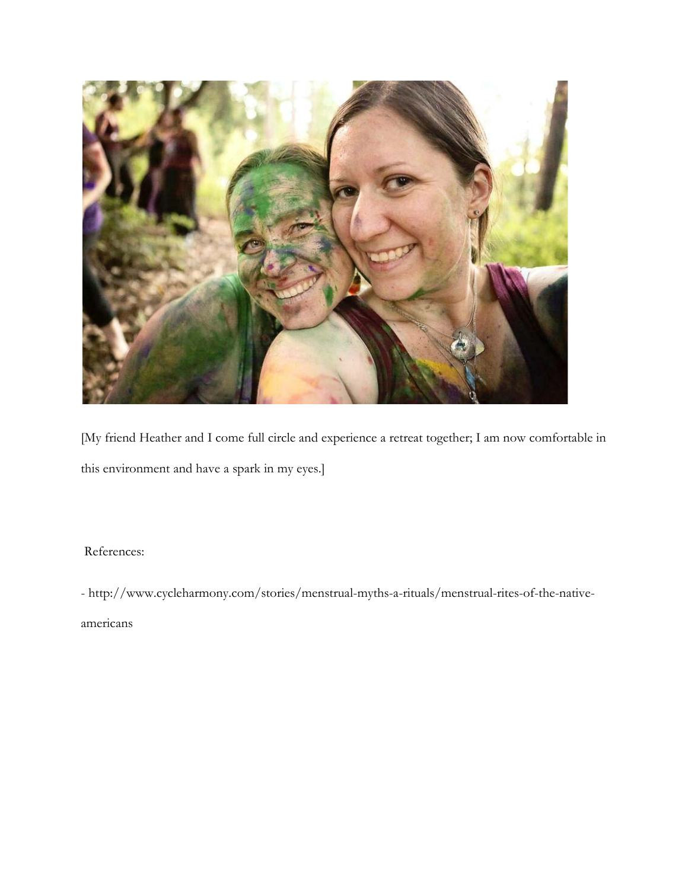[My friend Heather and I come full circle and experience a retreat together; I am now comfortable in this environment and have a spark in my eyes.]

References:

- http://www.cycleharmony.com/stories/menstrual-myths-a-rituals/menstrual-rites-of-the-native-americans